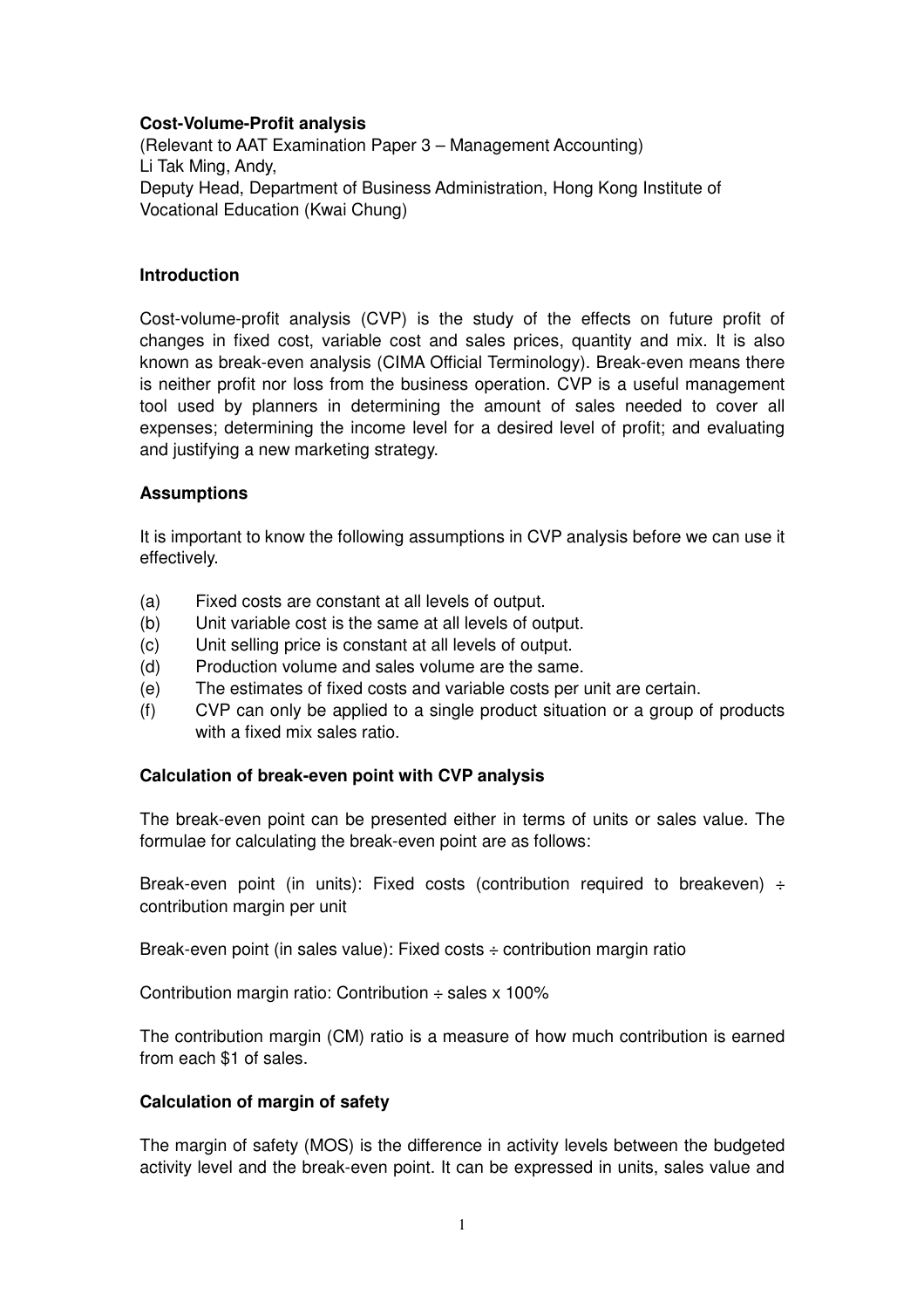**Cost-Volume-Profit analysis**

(Relevant to AAT Examination Paper 3 – Management Accounting)
Li Tak Ming, Andy,
Deputy Head, Department of Business Administration, Hong Kong Institute of Vocational Education (Kwai Chung)

## Introduction

Cost-volume-profit analysis (CVP) is the study of the effects on future profit of changes in fixed cost, variable cost and sales prices, quantity and mix. It is also known as break-even analysis (CIMA Official Terminology). Break-even means there is neither profit nor loss from the business operation. CVP is a useful management tool used by planners in determining the amount of sales needed to cover all expenses; determining the income level for a desired level of profit; and evaluating and justifying a new marketing strategy.

## Assumptions

It is important to know the following assumptions in CVP analysis before we can use it effectively.

(a) Fixed costs are constant at all levels of output.
(b) Unit variable cost is the same at all levels of output.
(c) Unit selling price is constant at all levels of output.
(d) Production volume and sales volume are the same.
(e) The estimates of fixed costs and variable costs per unit are certain.
(f) CVP can only be applied to a single product situation or a group of products with a fixed mix sales ratio.

## Calculation of break-even point with CVP analysis

The break-even point can be presented either in terms of units or sales value. The formulae for calculating the break-even point are as follows:

Break-even point (in units): Fixed costs (contribution required to breakeven) ÷ contribution margin per unit

Break-even point (in sales value): Fixed costs ÷ contribution margin ratio

Contribution margin ratio: Contribution ÷ sales x 100%

The contribution margin (CM) ratio is a measure of how much contribution is earned from each $1 of sales.

## Calculation of margin of safety

The margin of safety (MOS) is the difference in activity levels between the budgeted activity level and the break-even point. It can be expressed in units, sales value and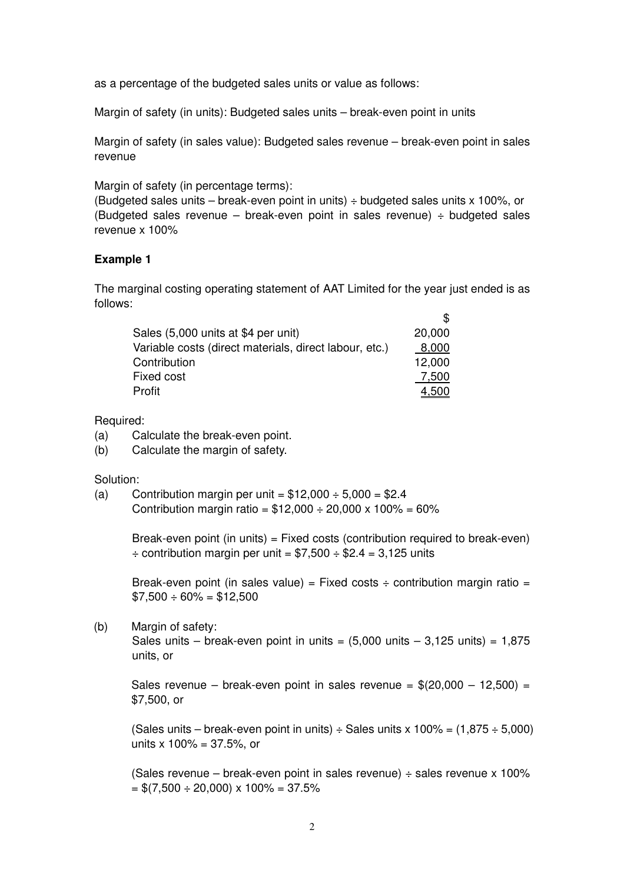as a percentage of the budgeted sales units or value as follows:

Margin of safety (in units): Budgeted sales units – break-even point in units

Margin of safety (in sales value): Budgeted sales revenue – break-even point in sales revenue

Margin of safety (in percentage terms):
(Budgeted sales units – break-even point in units) ÷ budgeted sales units x 100%, or
(Budgeted sales revenue – break-even point in sales revenue) ÷ budgeted sales revenue x 100%

**Example 1**

The marginal costing operating statement of AAT Limited for the year just ended is as follows:

| | $ |
|---|---|
| Sales (5,000 units at $4 per unit) | 20,000 |
| Variable costs (direct materials, direct labour, etc.) | 8,000 |
| Contribution | 12,000 |
| Fixed cost | 7,500 |
| Profit | 4,500 |

Required:

(a) Calculate the break-even point.

(b) Calculate the margin of safety.

Solution:

(a) Contribution margin per unit = $12,000 ÷ 5,000 = $2.4
Contribution margin ratio = $12,000 ÷ 20,000 x 100% = 60%

Break-even point (in units) = Fixed costs (contribution required to break-even) ÷ contribution margin per unit = $7,500 ÷ $2.4 = 3,125 units

Break-even point (in sales value) = Fixed costs ÷ contribution margin ratio = $7,500 ÷ 60% = $12,500

(b) Margin of safety:
Sales units – break-even point in units = (5,000 units – 3,125 units) = 1,875 units, or

Sales revenue – break-even point in sales revenue = $(20,000 – 12,500) = $7,500, or

(Sales units – break-even point in units) ÷ Sales units x 100% = (1,875 ÷ 5,000) units x 100% = 37.5%, or

(Sales revenue – break-even point in sales revenue) ÷ sales revenue x 100% = $(7,500 ÷ 20,000) x 100% = 37.5%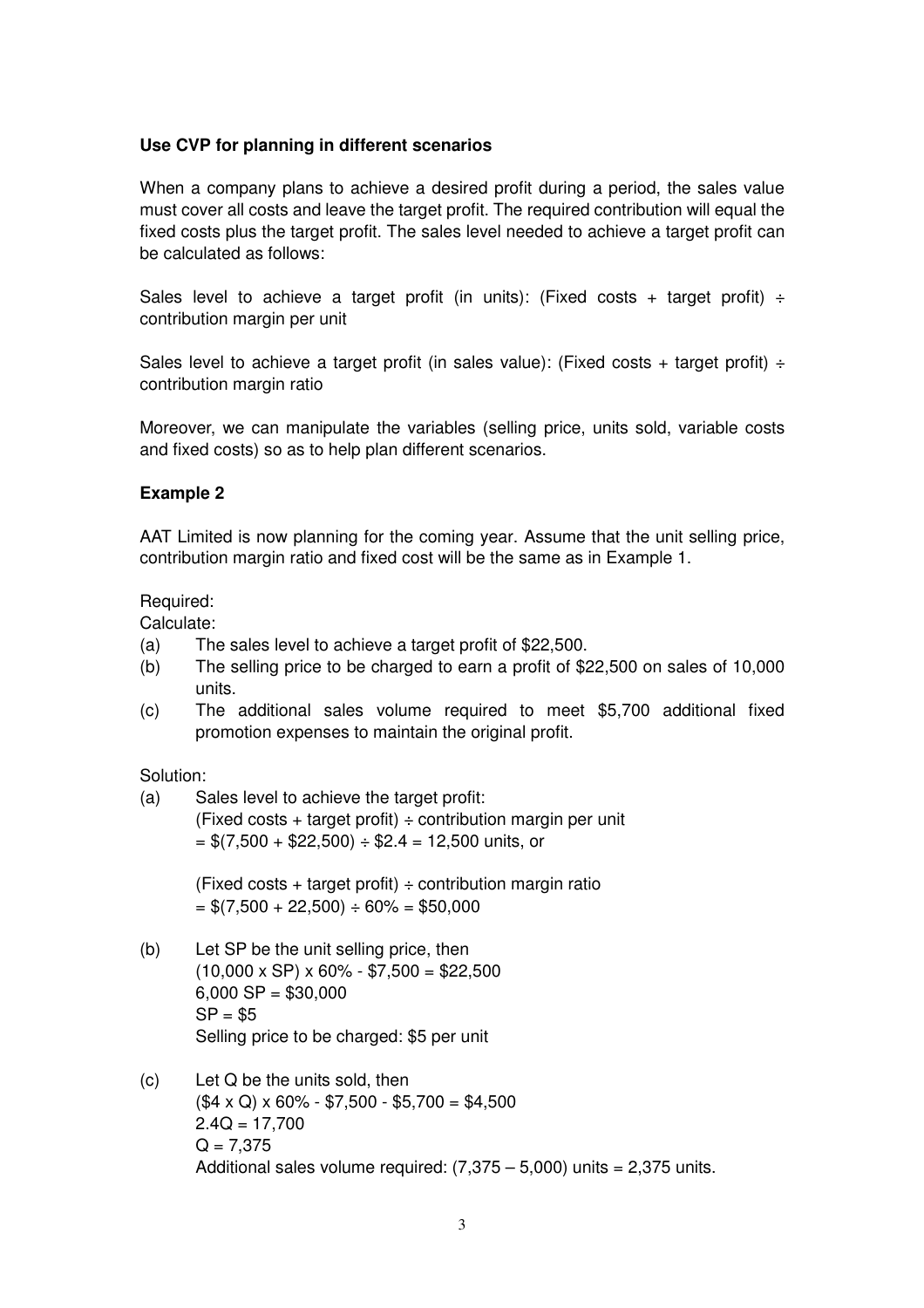**Use CVP for planning in different scenarios**

When a company plans to achieve a desired profit during a period, the sales value must cover all costs and leave the target profit. The required contribution will equal the fixed costs plus the target profit. The sales level needed to achieve a target profit can be calculated as follows:

Sales level to achieve a target profit (in units): (Fixed costs + target profit) ÷ contribution margin per unit

Sales level to achieve a target profit (in sales value): (Fixed costs + target profit) ÷ contribution margin ratio

Moreover, we can manipulate the variables (selling price, units sold, variable costs and fixed costs) so as to help plan different scenarios.

**Example 2**

AAT Limited is now planning for the coming year. Assume that the unit selling price, contribution margin ratio and fixed cost will be the same as in Example 1.

Required:
Calculate:

(a) The sales level to achieve a target profit of \$22,500.

(b) The selling price to be charged to earn a profit of \$22,500 on sales of 10,000 units.

(c) The additional sales volume required to meet \$5,700 additional fixed promotion expenses to maintain the original profit.

Solution:

(a) Sales level to achieve the target profit:
(Fixed costs + target profit) ÷ contribution margin per unit
= \$(7,500 + \$22,500) ÷ \$2.4 = 12,500 units, or

(Fixed costs + target profit) ÷ contribution margin ratio
= \$(7,500 + 22,500) ÷ 60% = \$50,000

(b) Let SP be the unit selling price, then
(10,000 x SP) x 60% - \$7,500 = \$22,500
6,000 SP = \$30,000
SP = \$5
Selling price to be charged: \$5 per unit

(c) Let Q be the units sold, then
(\$4 x Q) x 60% - \$7,500 - \$5,700 = \$4,500
2.4Q = 17,700
Q = 7,375
Additional sales volume required: (7,375 – 5,000) units = 2,375 units.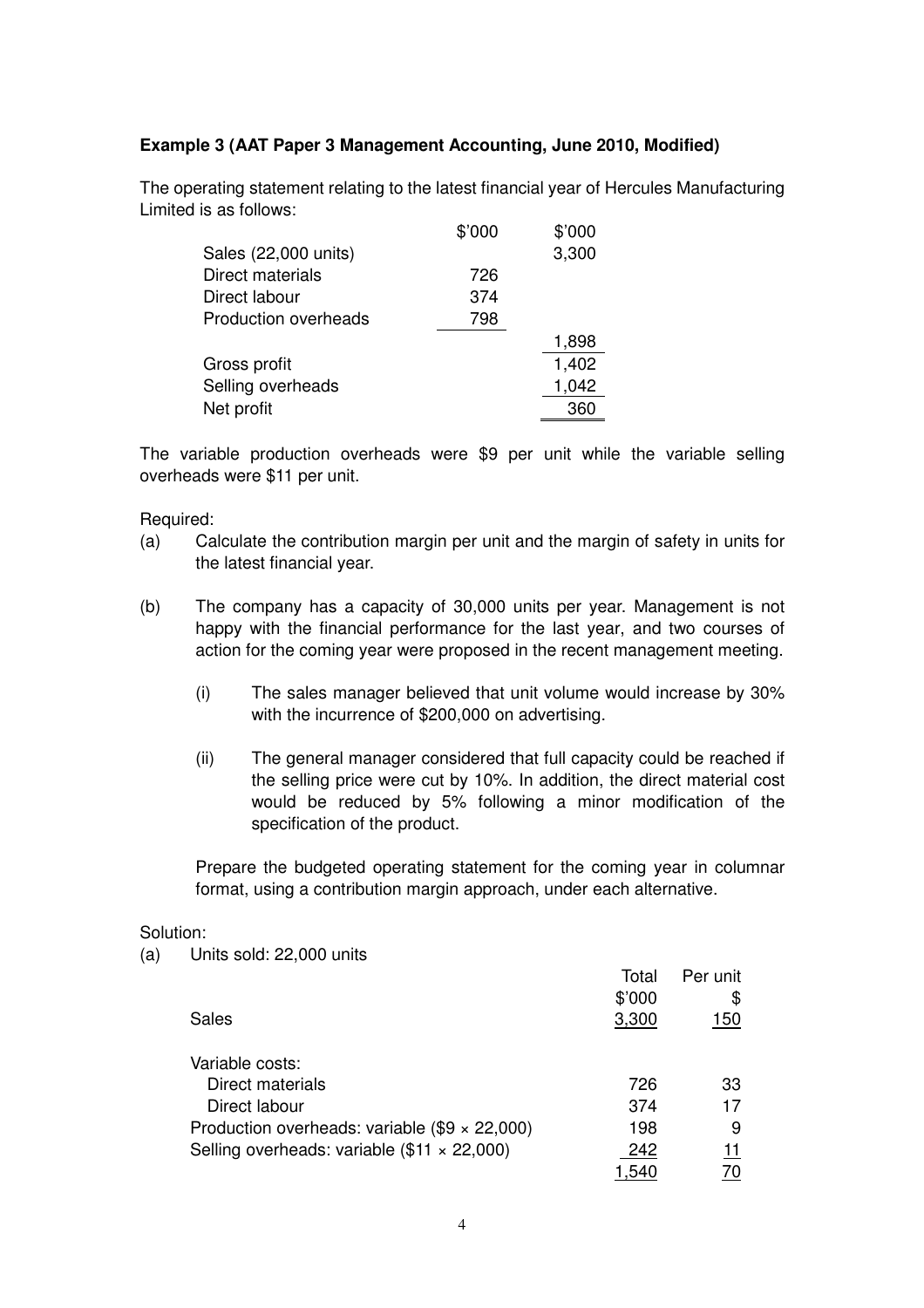**Example 3 (AAT Paper 3 Management Accounting, June 2010, Modified)**

The operating statement relating to the latest financial year of Hercules Manufacturing Limited is as follows:

| | \$'000 | \$'000 |
|---|---|---|
| Sales (22,000 units) | | 3,300 |
| Direct materials | 726 | |
| Direct labour | 374 | |
| Production overheads | 798 | |
| | | 1,898 |
| Gross profit | | 1,402 |
| Selling overheads | | 1,042 |
| Net profit | | 360 |

The variable production overheads were \$9 per unit while the variable selling overheads were \$11 per unit.

Required:

(a) Calculate the contribution margin per unit and the margin of safety in units for the latest financial year.

(b) The company has a capacity of 30,000 units per year. Management is not happy with the financial performance for the last year, and two courses of action for the coming year were proposed in the recent management meeting.

  (i) The sales manager believed that unit volume would increase by 30% with the incurrence of \$200,000 on advertising.

  (ii) The general manager considered that full capacity could be reached if the selling price were cut by 10%. In addition, the direct material cost would be reduced by 5% following a minor modification of the specification of the product.

  Prepare the budgeted operating statement for the coming year in columnar format, using a contribution margin approach, under each alternative.

Solution:

(a) Units sold: 22,000 units

| | Total | Per unit |
|---|---|---|
| | \$'000 | \$ |
| Sales | 3,300 | 150 |
| Variable costs: | | |
| Direct materials | 726 | 33 |
| Direct labour | 374 | 17 |
| Production overheads: variable (\$9 × 22,000) | 198 | 9 |
| Selling overheads: variable (\$11 × 22,000) | 242 | 11 |
| | 1,540 | 70 |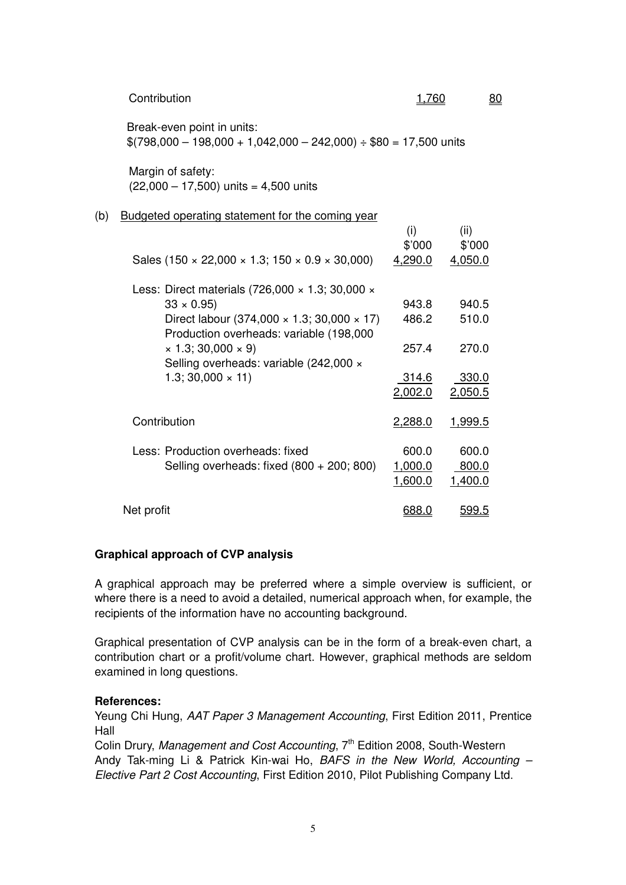| | | |
|---|---|---|
| Contribution | <u>1,760</u> | <u>80</u> |

Break-even point in units:
$(798,000 – 198,000 + 1,042,000 – 242,000) ÷ $80 = 17,500 units

Margin of safety:
(22,000 – 17,500) units = 4,500 units

(b) <u>Budgeted operating statement for the coming year</u>

| | (i) $'000 | (ii) $'000 |
|---|---|---|
| Sales (150 × 22,000 × 1.3; 150 × 0.9 × 30,000) | <u>4,290.0</u> | <u>4,050.0</u> |
| Less: Direct materials (726,000 × 1.3; 30,000 × 33 × 0.95) | 943.8 | 940.5 |
| Direct labour (374,000 × 1.3; 30,000 × 17) | 486.2 | 510.0 |
| Production overheads: variable (198,000 × 1.3; 30,000 × 9) | 257.4 | 270.0 |
| Selling overheads: variable (242,000 × 1.3; 30,000 × 11) | 314.6 | 330.0 |
| | <u>2,002.0</u> | <u>2,050.5</u> |
| Contribution | <u>2,288.0</u> | <u>1,999.5</u> |
| Less: Production overheads: fixed | 600.0 | 600.0 |
| Selling overheads: fixed (800 + 200; 800) | 1,000.0 | 800.0 |
| | <u>1,600.0</u> | <u>1,400.0</u> |
| Net profit | <u>688.0</u> | <u>599.5</u> |

**Graphical approach of CVP analysis**

A graphical approach may be preferred where a simple overview is sufficient, or where there is a need to avoid a detailed, numerical approach when, for example, the recipients of the information have no accounting background.

Graphical presentation of CVP analysis can be in the form of a break-even chart, a contribution chart or a profit/volume chart. However, graphical methods are seldom examined in long questions.

**References:**

Yeung Chi Hung, *AAT Paper 3 Management Accounting*, First Edition 2011, Prentice Hall

Colin Drury, *Management and Cost Accounting*, 7th Edition 2008, South-Western

Andy Tak-ming Li & Patrick Kin-wai Ho, *BAFS in the New World, Accounting – Elective Part 2 Cost Accounting*, First Edition 2010, Pilot Publishing Company Ltd.